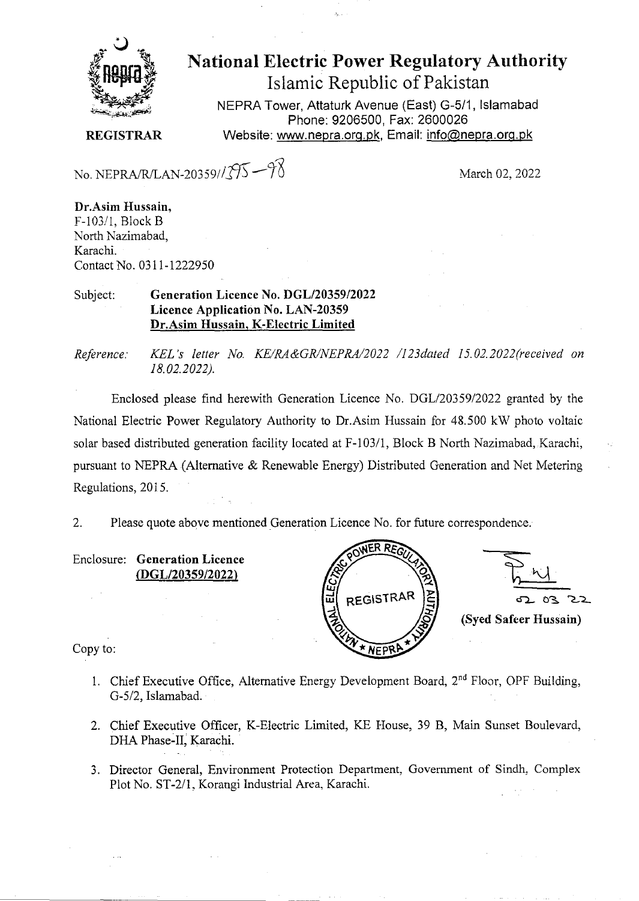# National Electric Power Regulatory Authority

Islamic Republic of Pakistan

NEPRA Tower, Attaturk Avenue (East) G-5/1, Islamabad
Phone: 9206500, Fax: 2600026
Website: www.nepra.org.pk, Email: info@nepra.org.pk

**REGISTRAR**

No. NEPRA/R/LAN-20359//395—98

March 02, 2022

**Dr.Asim Hussain,**
F-103/1, Block B
North Nazimabad,
Karachi.
Contact No. 0311-1222950

Subject: **Generation Licence No. DGL/20359/2022**
**Licence Application No. LAN-20359**
**Dr.Asim Hussain, K-Electric Limited**

*Reference: KEL's letter No. KE/RA&GR/NEPRA/2022 /123dated 15.02.2022(received on 18.02.2022).*

Enclosed please find herewith Generation Licence No. DGL/20359/2022 granted by the National Electric Power Regulatory Authority to Dr.Asim Hussain for 48.500 kW photo voltaic solar based distributed generation facility located at F-103/1, Block B North Nazimabad, Karachi, pursuant to NEPRA (Alternative & Renewable Energy) Distributed Generation and Net Metering Regulations, 2015.

2. Please quote above mentioned Generation Licence No. for future correspondence.

Enclosure: **Generation Licence**
**(DGL/20359/2022)**

02 03 22

**(Syed Safeer Hussain)**

Copy to:

1. Chief Executive Office, Alternative Energy Development Board, 2nd Floor, OPF Building, G-5/2, Islamabad.

2. Chief Executive Officer, K-Electric Limited, KE House, 39 B, Main Sunset Boulevard, DHA Phase-II, Karachi.

3. Director General, Environment Protection Department, Government of Sindh, Complex Plot No. ST-2/1, Korangi Industrial Area, Karachi.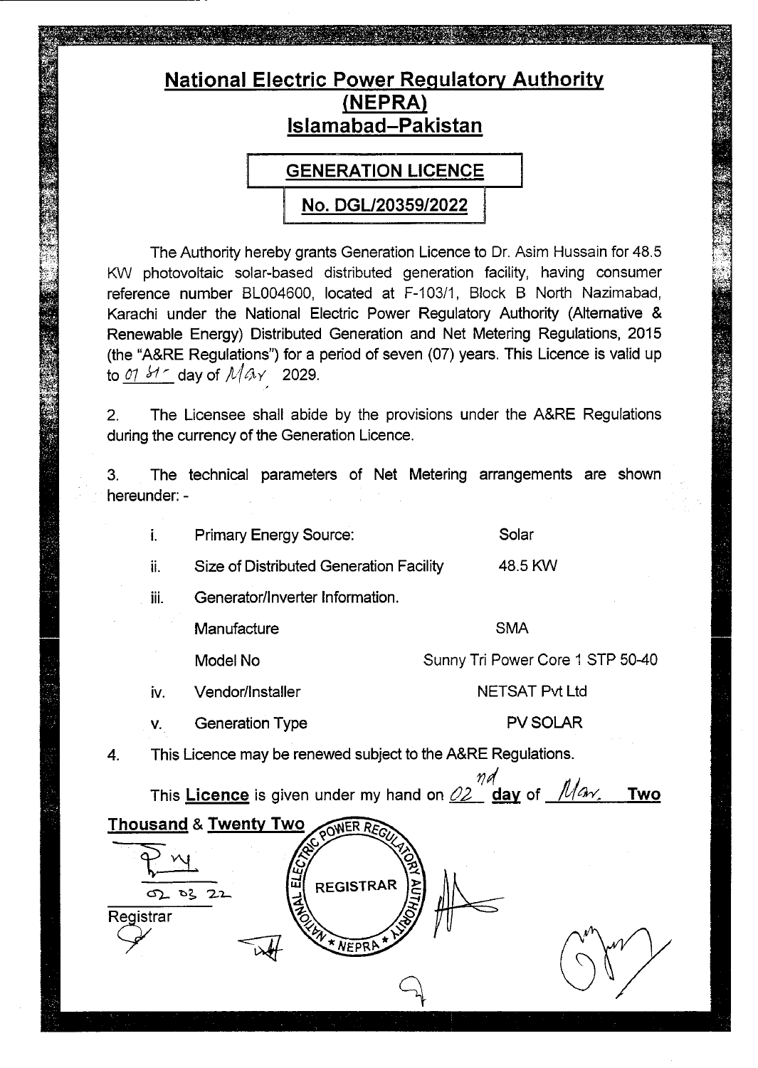# National Electric Power Regulatory Authority (NEPRA) Islamabad–Pakistan

## GENERATION LICENCE

## No. DGL/20359/2022

The Authority hereby grants Generation Licence to Dr. Asim Hussain for 48.5 KW photovoltaic solar-based distributed generation facility, having consumer reference number BL004600, located at F-103/1, Block B North Nazimabad, Karachi under the National Electric Power Regulatory Authority (Alternative & Renewable Energy) Distributed Generation and Net Metering Regulations, 2015 (the "A&RE Regulations") for a period of seven (07) years. This Licence is valid up to 01 st day of May 2029.

2. The Licensee shall abide by the provisions under the A&RE Regulations during the currency of the Generation Licence.

3. The technical parameters of Net Metering arrangements are shown hereunder: -

| | | |
|---|---|---|
| i. | Primary Energy Source: | Solar |
| ii. | Size of Distributed Generation Facility | 48.5 KW |
| iii. | Generator/Inverter Information. | |
| | Manufacture | SMA |
| | Model No | Sunny Tri Power Core 1 STP 50-40 |
| iv. | Vendor/Installer | NETSAT Pvt Ltd |
| v. | Generation Type | PV SOLAR |

4. This Licence may be renewed subject to the A&RE Regulations.

This **Licence** is given under my hand on 02nd **day** of May, **Two Thousand** & **Twenty Two**

02 03 22

Registrar

REGISTRAR NATIONAL ELECTRIC POWER REGULATORY AUTHORITY NEPRA